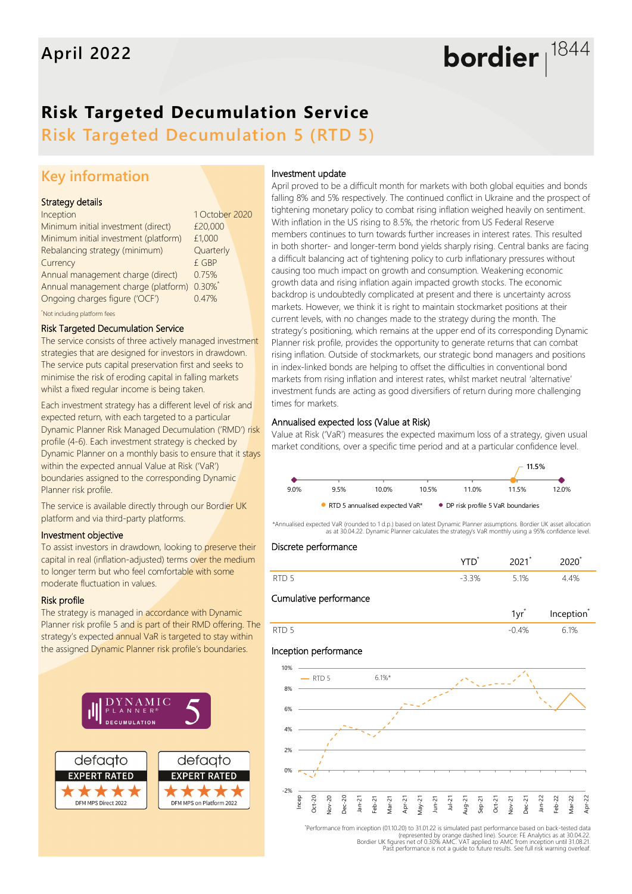April 2022

# Risk Targeted Decumulation Service

## Risk Targeted Decumulation 5 (RTD 5)

## Key information

### Strategy details

| | |
|---|---|
| Inception | 1 October 2020 |
| Minimum initial investment (direct) | £20,000 |
| Minimum initial investment (platform) | £1,000 |
| Rebalancing strategy (minimum) | Quarterly |
| Currency | £ GBP |
| Annual management charge (direct) | 0.75% |
| Annual management charge (platform) | 0.30%* |
| Ongoing charges figure ('OCF') | 0.47% |

*Not including platform fees

### Risk Targeted Decumulation Service

The service consists of three actively managed investment strategies that are designed for investors in drawdown. The service puts capital preservation first and seeks to minimise the risk of eroding capital in falling markets whilst a fixed regular income is being taken.

Each investment strategy has a different level of risk and expected return, with each targeted to a particular Dynamic Planner Risk Managed Decumulation ('RMD') risk profile (4-6). Each investment strategy is checked by Dynamic Planner on a monthly basis to ensure that it stays within the expected annual Value at Risk ('VaR') boundaries assigned to the corresponding Dynamic Planner risk profile.

The service is available directly through our Bordier UK platform and via third-party platforms.

### Investment objective

To assist investors in drawdown, looking to preserve their capital in real (inflation-adjusted) terms over the medium to longer term but who feel comfortable with some moderate fluctuation in values.

### Risk profile

The strategy is managed in accordance with Dynamic Planner risk profile 5 and is part of their RMD offering. The strategy's expected annual VaR is targeted to stay within the assigned Dynamic Planner risk profile's boundaries.

DYNAMIC PLANNER® DECUMULATION 5

defaqto EXPERT RATED ★★★★★ DFM MPS Direct 2022

defaqto EXPERT RATED ★★★★★ DFM MPS on Platform 2022

### Investment update

April proved to be a difficult month for markets with both global equities and bonds falling 8% and 5% respectively. The continued conflict in Ukraine and the prospect of tightening monetary policy to combat rising inflation weighed heavily on sentiment. With inflation in the US rising to 8.5%, the rhetoric from US Federal Reserve members continues to turn towards further increases in interest rates. This resulted in both shorter- and longer-term bond yields sharply rising. Central banks are facing a difficult balancing act of tightening policy to curb inflationary pressures without causing too much impact on growth and consumption. Weakening economic growth data and rising inflation again impacted growth stocks. The economic backdrop is undoubtedly complicated at present and there is uncertainty across markets. However, we think it is right to maintain stockmarket positions at their current levels, with no changes made to the strategy during the month. The strategy's positioning, which remains at the upper end of its corresponding Dynamic Planner risk profile, provides the opportunity to generate returns that can combat rising inflation. Outside of stockmarkets, our strategic bond managers and positions in index-linked bonds are helping to offset the difficulties in conventional bond markets from rising inflation and interest rates, whilst market neutral 'alternative' investment funds are acting as good diversifiers of return during more challenging times for markets.

### Annualised expected loss (Value at Risk)

Value at Risk ('VaR') measures the expected maximum loss of a strategy, given usual market conditions, over a specific time period and at a particular confidence level.

Scale: 9.0% – 9.5% – 10.0% – 10.5% – 11.0% – 11.5% – 12.0%

- RTD 5 annualised expected VaR*: 11.5%
- DP risk profile 5 VaR boundaries: 9.0% – 12.0%

*Annualised expected VaR (rounded to 1 d.p.) based on latest Dynamic Planner assumptions. Bordier UK asset allocation as at 30.04.22. Dynamic Planner calculates the strategy's VaR monthly using a 95% confidence level.

### Discrete performance

| | YTD* | 2021* | 2020* |
|---|---|---|---|
| RTD 5 | -3.3% | 5.1% | 4.4% |

### Cumulative performance

| | 1yr* | Inception* |
|---|---|---|
| RTD 5 | -0.4% | 6.1% |

### Inception performance

RTD 5 — 6.1%*

(Chart: y-axis -2% to 10%; x-axis Incep, Oct-20, Nov-20, Dec-20, Jan-21, Feb-21, Mar-21, Apr-21, May-21, Jun-21, Jul-21, Aug-21, Sep-21, Oct-21, Nov-21, Dec-21, Jan-22, Feb-22, Mar-22, Apr-22)

*Performance from inception (01.10.20) to 31.01.22 is simulated past performance based on back-tested data (represented by orange dashed line). Source: FE Analytics as at 30.04.22. Bordier UK figures net of 0.30% AMC. VAT applied to AMC from inception until 31.08.21. Past performance is not a guide to future results. See full risk warning overleaf.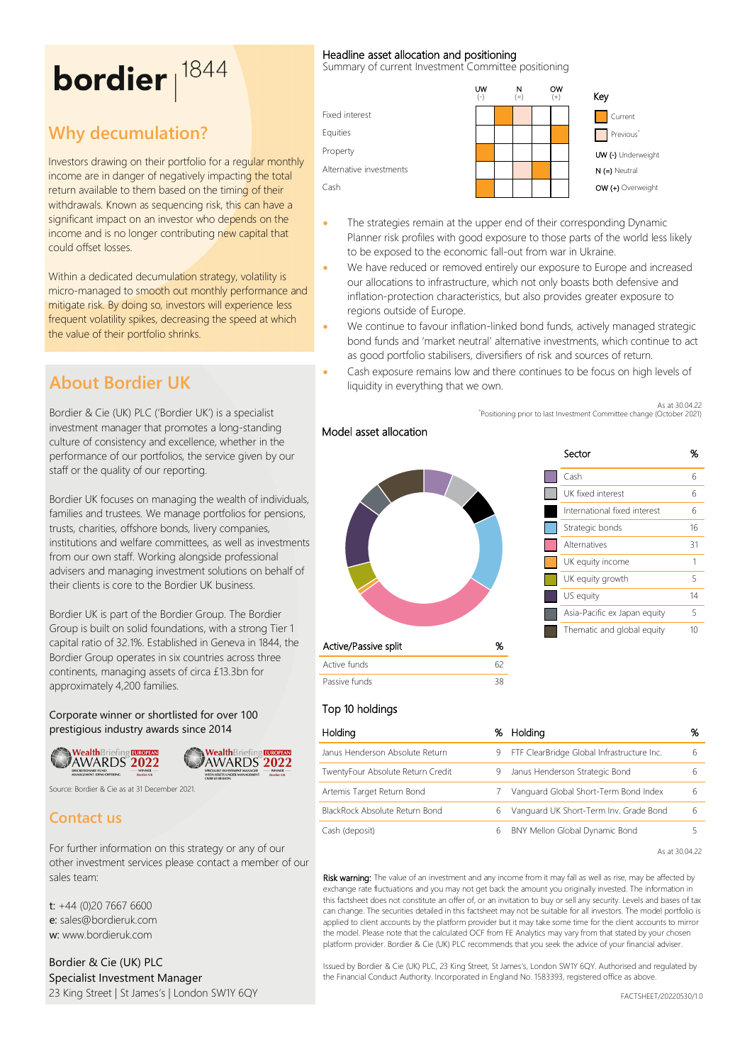# bordier | 1844

## Why decumulation?

Investors drawing on their portfolio for a regular monthly income are in danger of negatively impacting the total return available to them based on the timing of their withdrawals. Known as sequencing risk, this can have a significant impact on an investor who depends on the income and is no longer contributing new capital that could offset losses.

Within a dedicated decumulation strategy, volatility is micro-managed to smooth out monthly performance and mitigate risk. By doing so, investors will experience less frequent volatility spikes, decreasing the speed at which the value of their portfolio shrinks.

## About Bordier UK

Bordier & Cie (UK) PLC ('Bordier UK') is a specialist investment manager that promotes a long-standing culture of consistency and excellence, whether in the performance of our portfolios, the service given by our staff or the quality of our reporting.

Bordier UK focuses on managing the wealth of individuals, families and trustees. We manage portfolios for pensions, trusts, charities, offshore bonds, livery companies, institutions and welfare committees, as well as investments from our own staff. Working alongside professional advisers and managing investment solutions on behalf of their clients is core to the Bordier UK business.

Bordier UK is part of the Bordier Group. The Bordier Group is built on solid foundations, with a strong Tier 1 capital ratio of 32.1%. Established in Geneva in 1844, the Bordier Group operates in six countries across three continents, managing assets of circa £13.3bn for approximately 4,200 families.

Corporate winner or shortlisted for over 100 prestigious industry awards since 2014

WealthBriefing EUROPEAN AWARDS 2022 – Discretionary Fund Management (DFM) Offering – Winner – Bordier UK

WealthBriefing EUROPEAN AWARDS 2022 – Specialist Investment Manager with Assets Under Management Over £5 Billion – Winner – Bordier UK

Source: Bordier & Cie as at 31 December 2021.

## Contact us

For further information on this strategy or any of our other investment services please contact a member of our sales team:

t: +44 (0)20 7667 6600
e: sales@bordieruk.com
w: www.bordieruk.com

Bordier & Cie (UK) PLC
Specialist Investment Manager
23 King Street | St James's | London SW1Y 6QY

## Headline asset allocation and positioning

Summary of current Investment Committee positioning

| | UW (-) | | N (=) | | OW (+) |
|---|---|---|---|---|---|
| Fixed interest | | Current | Previous | | |
| Equities | | | | | Current |
| Property | Current | | | | |
| Alternative investments | | | Previous | Current | |
| Cash | Current | | | | |

Key: Current; Previous*; UW (-) Underweight; N (=) Neutral; OW (+) Overweight

- The strategies remain at the upper end of their corresponding Dynamic Planner risk profiles with good exposure to those parts of the world less likely to be exposed to the economic fall-out from war in Ukraine.
- We have reduced or removed entirely our exposure to Europe and increased our allocations to infrastructure, which not only boasts both defensive and inflation-protection characteristics, but also provides greater exposure to regions outside of Europe.
- We continue to favour inflation-linked bond funds, actively managed strategic bond funds and 'market neutral' alternative investments, which continue to act as good portfolio stabilisers, diversifiers of risk and sources of return.
- Cash exposure remains low and there continues to be focus on high levels of liquidity in everything that we own.

As at 30.04.22
*Positioning prior to last Investment Committee change (October 2021)

## Model asset allocation

| Sector | % |
|---|---|
| Cash | 6 |
| UK fixed interest | 6 |
| International fixed interest | 6 |
| Strategic bonds | 16 |
| Alternatives | 31 |
| UK equity income | 1 |
| UK equity growth | 5 |
| US equity | 14 |
| Asia-Pacific ex Japan equity | 5 |
| Thematic and global equity | 10 |

| Active/Passive split | % |
|---|---|
| Active funds | 62 |
| Passive funds | 38 |

## Top 10 holdings

| Holding | % | Holding | % |
|---|---|---|---|
| Janus Henderson Absolute Return | 9 | FTF ClearBridge Global Infrastructure Inc. | 6 |
| TwentyFour Absolute Return Credit | 9 | Janus Henderson Strategic Bond | 6 |
| Artemis Target Return Bond | 7 | Vanguard Global Short-Term Bond Index | 6 |
| BlackRock Absolute Return Bond | 6 | Vanguard UK Short-Term Inv. Grade Bond | 6 |
| Cash (deposit) | 6 | BNY Mellon Global Dynamic Bond | 5 |

As at 30.04.22

**Risk warning:** The value of an investment and any income from it may fall as well as rise, may be affected by exchange rate fluctuations and you may not get back the amount you originally invested. The information in this factsheet does not constitute an offer of, or an invitation to buy or sell any security. Levels and bases of tax can change. The securities detailed in this factsheet may not be suitable for all investors. The model portfolio is applied to client accounts by the platform provider but it may take some time for the client accounts to mirror the model. Please note that the calculated OCF from FE Analytics may vary from that stated by your chosen platform provider. Bordier & Cie (UK) PLC recommends that you seek the advice of your financial adviser.

Issued by Bordier & Cie (UK) PLC, 23 King Street, St James's, London SW1Y 6QY. Authorised and regulated by the Financial Conduct Authority. Incorporated in England No. 1583393, registered office as above.

FACTSHEET/20220530/1.0